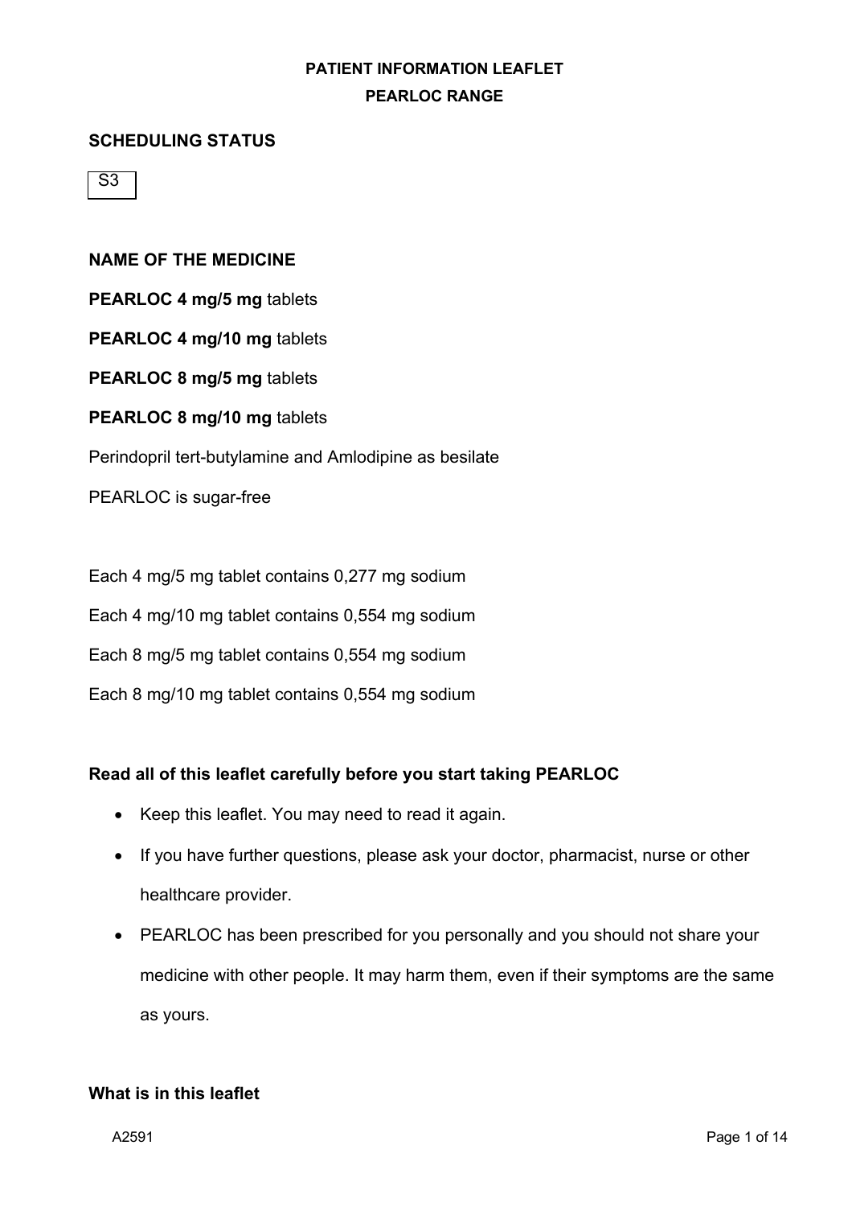**PATIENT INFORMATION LEAFLET**

**PEARLOC RANGE**

## SCHEDULING STATUS

S3

## NAME OF THE MEDICINE

**PEARLOC 4 mg/5 mg** tablets

**PEARLOC 4 mg/10 mg** tablets

**PEARLOC 8 mg/5 mg** tablets

**PEARLOC 8 mg/10 mg** tablets

Perindopril tert-butylamine and Amlodipine as besilate

PEARLOC is sugar-free

Each 4 mg/5 mg tablet contains 0,277 mg sodium

Each 4 mg/10 mg tablet contains 0,554 mg sodium

Each 8 mg/5 mg tablet contains 0,554 mg sodium

Each 8 mg/10 mg tablet contains 0,554 mg sodium

### Read all of this leaflet carefully before you start taking PEARLOC

- Keep this leaflet. You may need to read it again.
- If you have further questions, please ask your doctor, pharmacist, nurse or other healthcare provider.
- PEARLOC has been prescribed for you personally and you should not share your medicine with other people. It may harm them, even if their symptoms are the same as yours.

### What is in this leaflet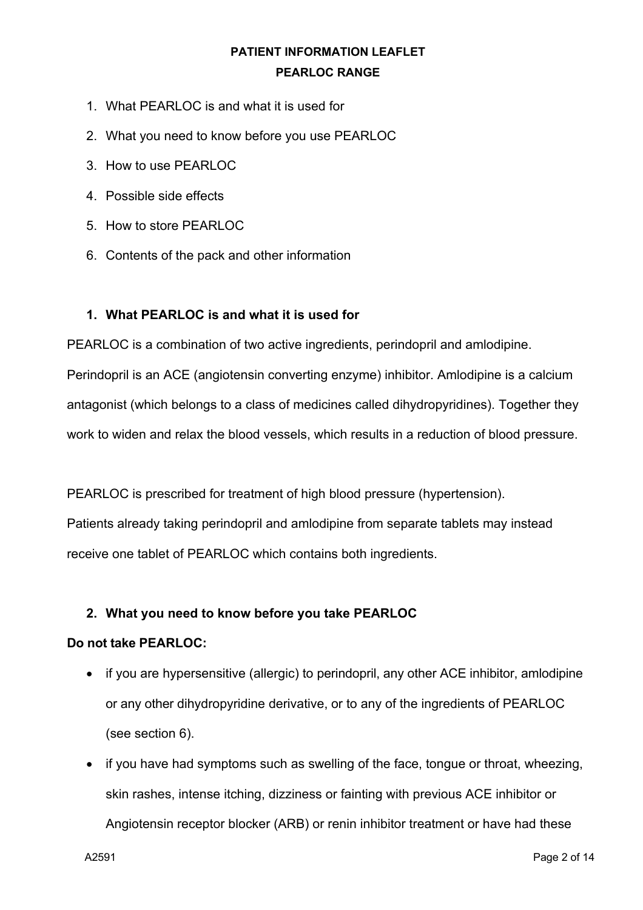**PATIENT INFORMATION LEAFLET**

**PEARLOC RANGE**

1. What PEARLOC is and what it is used for
2. What you need to know before you use PEARLOC
3. How to use PEARLOC
4. Possible side effects
5. How to store PEARLOC
6. Contents of the pack and other information

## 1. What PEARLOC is and what it is used for

PEARLOC is a combination of two active ingredients, perindopril and amlodipine. Perindopril is an ACE (angiotensin converting enzyme) inhibitor. Amlodipine is a calcium antagonist (which belongs to a class of medicines called dihydropyridines). Together they work to widen and relax the blood vessels, which results in a reduction of blood pressure.

PEARLOC is prescribed for treatment of high blood pressure (hypertension).
Patients already taking perindopril and amlodipine from separate tablets may instead receive one tablet of PEARLOC which contains both ingredients.

## 2. What you need to know before you take PEARLOC

**Do not take PEARLOC:**

- if you are hypersensitive (allergic) to perindopril, any other ACE inhibitor, amlodipine or any other dihydropyridine derivative, or to any of the ingredients of PEARLOC (see section 6).
- if you have had symptoms such as swelling of the face, tongue or throat, wheezing, skin rashes, intense itching, dizziness or fainting with previous ACE inhibitor or Angiotensin receptor blocker (ARB) or renin inhibitor treatment or have had these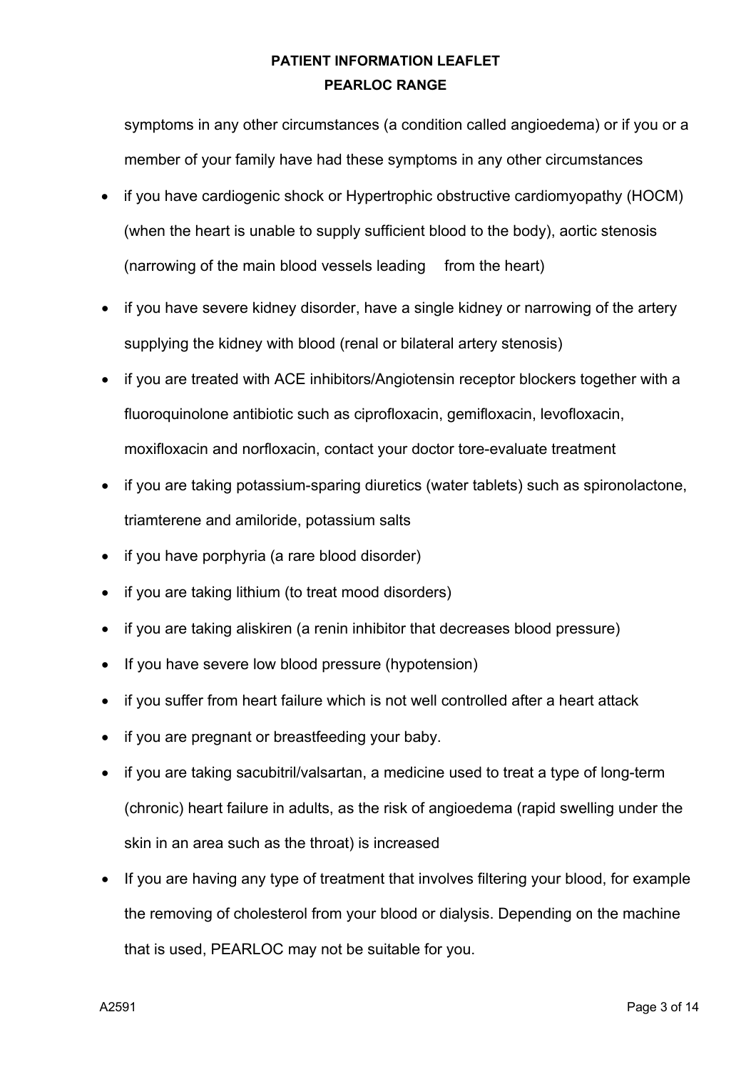symptoms in any other circumstances (a condition called angioedema) or if you or a member of your family have had these symptoms in any other circumstances

- if you have cardiogenic shock or Hypertrophic obstructive cardiomyopathy (HOCM) (when the heart is unable to supply sufficient blood to the body), aortic stenosis (narrowing of the main blood vessels leading from the heart)
- if you have severe kidney disorder, have a single kidney or narrowing of the artery supplying the kidney with blood (renal or bilateral artery stenosis)
- if you are treated with ACE inhibitors/Angiotensin receptor blockers together with a fluoroquinolone antibiotic such as ciprofloxacin, gemifloxacin, levofloxacin, moxifloxacin and norfloxacin, contact your doctor tore-evaluate treatment
- if you are taking potassium-sparing diuretics (water tablets) such as spironolactone, triamterene and amiloride, potassium salts
- if you have porphyria (a rare blood disorder)
- if you are taking lithium (to treat mood disorders)
- if you are taking aliskiren (a renin inhibitor that decreases blood pressure)
- If you have severe low blood pressure (hypotension)
- if you suffer from heart failure which is not well controlled after a heart attack
- if you are pregnant or breastfeeding your baby.
- if you are taking sacubitril/valsartan, a medicine used to treat a type of long-term (chronic) heart failure in adults, as the risk of angioedema (rapid swelling under the skin in an area such as the throat) is increased
- If you are having any type of treatment that involves filtering your blood, for example the removing of cholesterol from your blood or dialysis. Depending on the machine that is used, PEARLOC may not be suitable for you.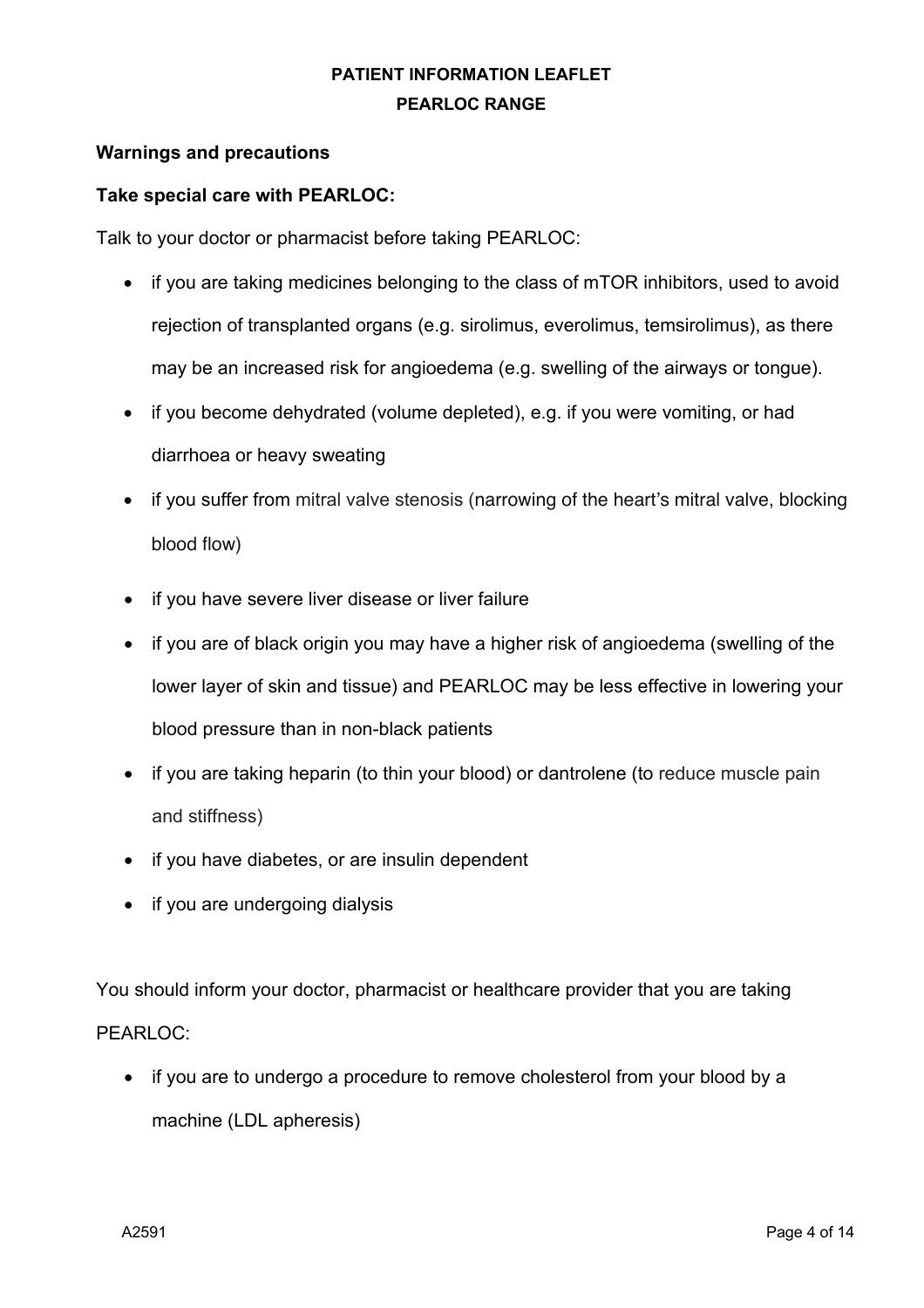**Warnings and precautions**

**Take special care with PEARLOC:**

Talk to your doctor or pharmacist before taking PEARLOC:

- if you are taking medicines belonging to the class of mTOR inhibitors, used to avoid rejection of transplanted organs (e.g. sirolimus, everolimus, temsirolimus), as there may be an increased risk for angioedema (e.g. swelling of the airways or tongue).
- if you become dehydrated (volume depleted), e.g. if you were vomiting, or had diarrhoea or heavy sweating
- if you suffer from mitral valve stenosis (narrowing of the heart's mitral valve, blocking blood flow)
- if you have severe liver disease or liver failure
- if you are of black origin you may have a higher risk of angioedema (swelling of the lower layer of skin and tissue) and PEARLOC may be less effective in lowering your blood pressure than in non-black patients
- if you are taking heparin (to thin your blood) or dantrolene (to reduce muscle pain and stiffness)
- if you have diabetes, or are insulin dependent
- if you are undergoing dialysis

You should inform your doctor, pharmacist or healthcare provider that you are taking PEARLOC:

- if you are to undergo a procedure to remove cholesterol from your blood by a machine (LDL apheresis)

A2591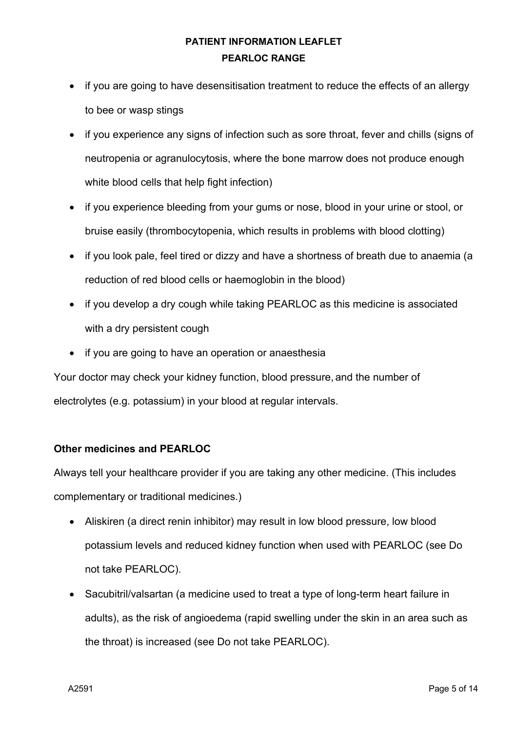- if you are going to have desensitisation treatment to reduce the effects of an allergy to bee or wasp stings
- if you experience any signs of infection such as sore throat, fever and chills (signs of neutropenia or agranulocytosis, where the bone marrow does not produce enough white blood cells that help fight infection)
- if you experience bleeding from your gums or nose, blood in your urine or stool, or bruise easily (thrombocytopenia, which results in problems with blood clotting)
- if you look pale, feel tired or dizzy and have a shortness of breath due to anaemia (a reduction of red blood cells or haemoglobin in the blood)
- if you develop a dry cough while taking PEARLOC as this medicine is associated with a dry persistent cough
- if you are going to have an operation or anaesthesia

Your doctor may check your kidney function, blood pressure, and the number of electrolytes (e.g. potassium) in your blood at regular intervals.

**Other medicines and PEARLOC**

Always tell your healthcare provider if you are taking any other medicine. (This includes complementary or traditional medicines.)

- Aliskiren (a direct renin inhibitor) may result in low blood pressure, low blood potassium levels and reduced kidney function when used with PEARLOC (see Do not take PEARLOC).
- Sacubitril/valsartan (a medicine used to treat a type of long-term heart failure in adults), as the risk of angioedema (rapid swelling under the skin in an area such as the throat) is increased (see Do not take PEARLOC).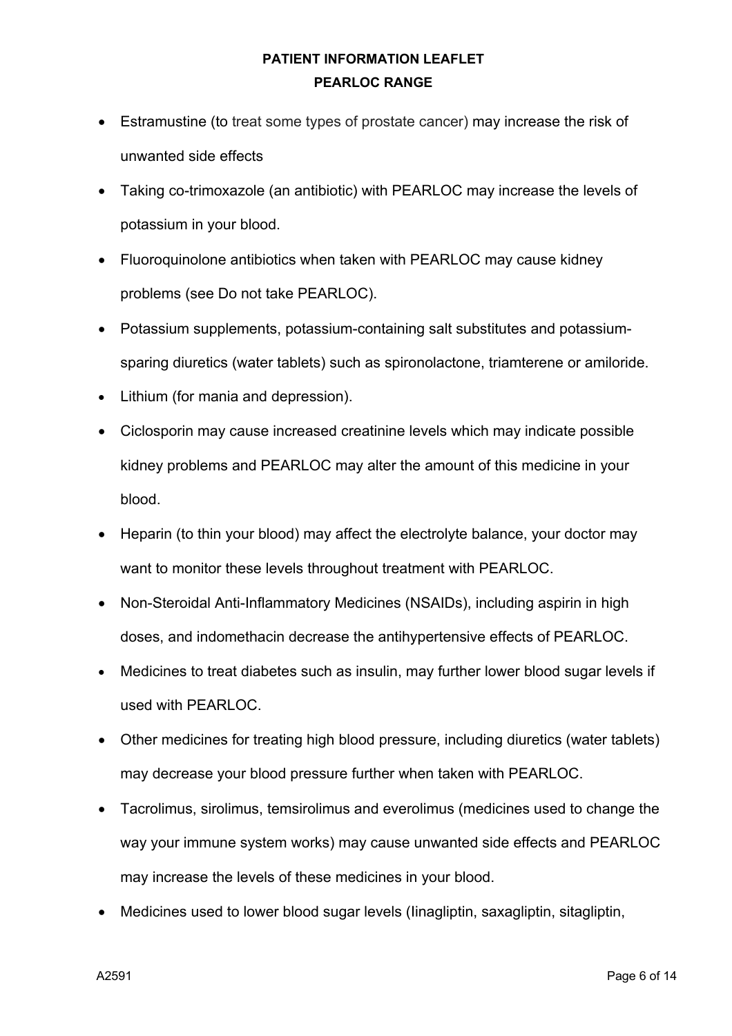- Estramustine (to treat some types of prostate cancer) may increase the risk of unwanted side effects
- Taking co-trimoxazole (an antibiotic) with PEARLOC may increase the levels of potassium in your blood.
- Fluoroquinolone antibiotics when taken with PEARLOC may cause kidney problems (see Do not take PEARLOC).
- Potassium supplements, potassium-containing salt substitutes and potassium-sparing diuretics (water tablets) such as spironolactone, triamterene or amiloride.
- Lithium (for mania and depression).
- Ciclosporin may cause increased creatinine levels which may indicate possible kidney problems and PEARLOC may alter the amount of this medicine in your blood.
- Heparin (to thin your blood) may affect the electrolyte balance, your doctor may want to monitor these levels throughout treatment with PEARLOC.
- Non-Steroidal Anti-Inflammatory Medicines (NSAIDs), including aspirin in high doses, and indomethacin decrease the antihypertensive effects of PEARLOC.
- Medicines to treat diabetes such as insulin, may further lower blood sugar levels if used with PEARLOC.
- Other medicines for treating high blood pressure, including diuretics (water tablets) may decrease your blood pressure further when taken with PEARLOC.
- Tacrolimus, sirolimus, temsirolimus and everolimus (medicines used to change the way your immune system works) may cause unwanted side effects and PEARLOC may increase the levels of these medicines in your blood.
- Medicines used to lower blood sugar levels (linagliptin, saxagliptin, sitagliptin,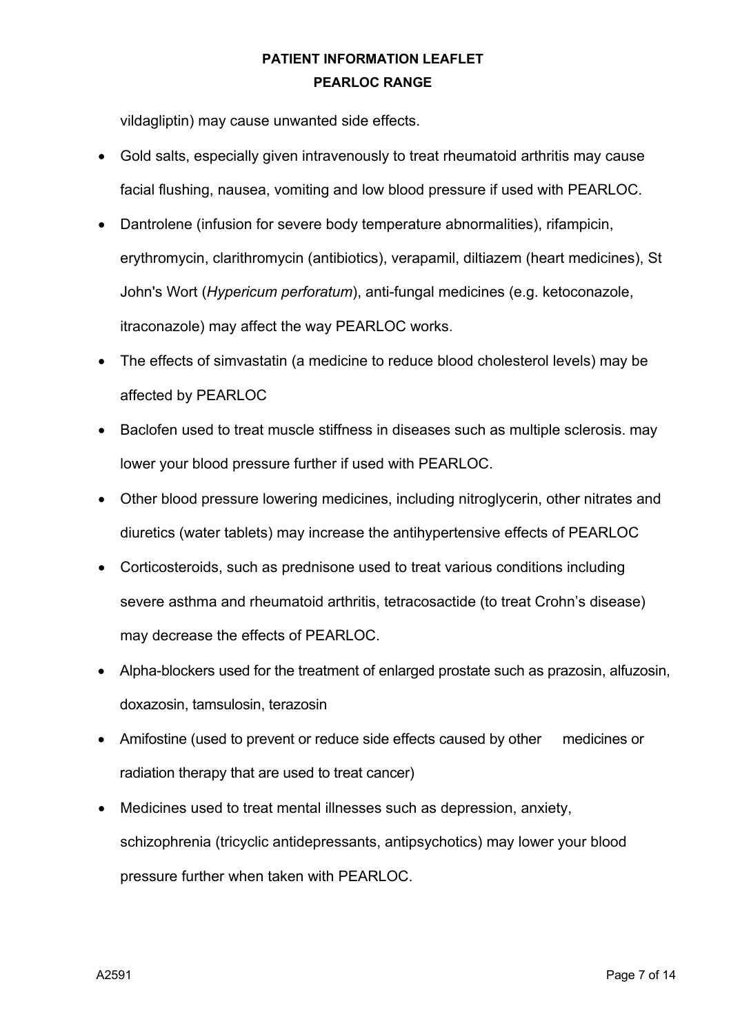vildagliptin) may cause unwanted side effects.

- Gold salts, especially given intravenously to treat rheumatoid arthritis may cause facial flushing, nausea, vomiting and low blood pressure if used with PEARLOC.
- Dantrolene (infusion for severe body temperature abnormalities), rifampicin, erythromycin, clarithromycin (antibiotics), verapamil, diltiazem (heart medicines), St John's Wort (*Hypericum perforatum*), anti-fungal medicines (e.g. ketoconazole, itraconazole) may affect the way PEARLOC works.
- The effects of simvastatin (a medicine to reduce blood cholesterol levels) may be affected by PEARLOC
- Baclofen used to treat muscle stiffness in diseases such as multiple sclerosis. may lower your blood pressure further if used with PEARLOC.
- Other blood pressure lowering medicines, including nitroglycerin, other nitrates and diuretics (water tablets) may increase the antihypertensive effects of PEARLOC
- Corticosteroids, such as prednisone used to treat various conditions including severe asthma and rheumatoid arthritis, tetracosactide (to treat Crohn's disease) may decrease the effects of PEARLOC.
- Alpha-blockers used for the treatment of enlarged prostate such as prazosin, alfuzosin, doxazosin, tamsulosin, terazosin
- Amifostine (used to prevent or reduce side effects caused by other medicines or radiation therapy that are used to treat cancer)
- Medicines used to treat mental illnesses such as depression, anxiety, schizophrenia (tricyclic antidepressants, antipsychotics) may lower your blood pressure further when taken with PEARLOC.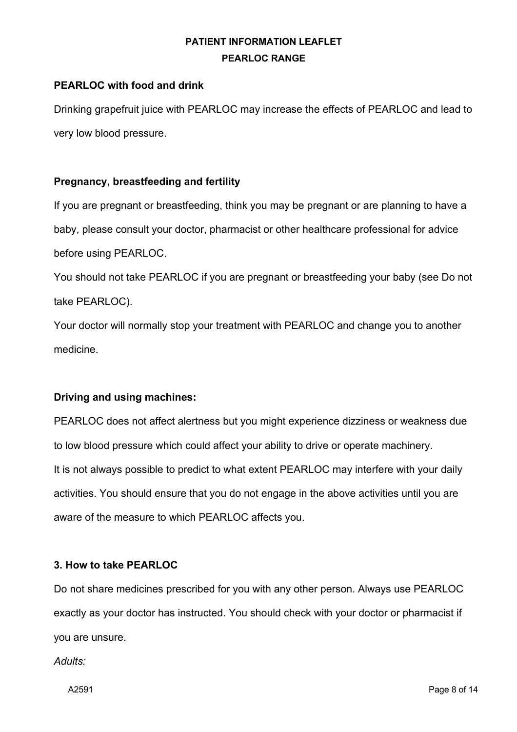**PEARLOC with food and drink**

Drinking grapefruit juice with PEARLOC may increase the effects of PEARLOC and lead to very low blood pressure.

**Pregnancy, breastfeeding and fertility**

If you are pregnant or breastfeeding, think you may be pregnant or are planning to have a baby, please consult your doctor, pharmacist or other healthcare professional for advice before using PEARLOC.

You should not take PEARLOC if you are pregnant or breastfeeding your baby (see Do not take PEARLOC).

Your doctor will normally stop your treatment with PEARLOC and change you to another medicine.

**Driving and using machines:**

PEARLOC does not affect alertness but you might experience dizziness or weakness due to low blood pressure which could affect your ability to drive or operate machinery.

It is not always possible to predict to what extent PEARLOC may interfere with your daily activities. You should ensure that you do not engage in the above activities until you are aware of the measure to which PEARLOC affects you.

**3. How to take PEARLOC**

Do not share medicines prescribed for you with any other person. Always use PEARLOC exactly as your doctor has instructed. You should check with your doctor or pharmacist if you are unsure.

*Adults:*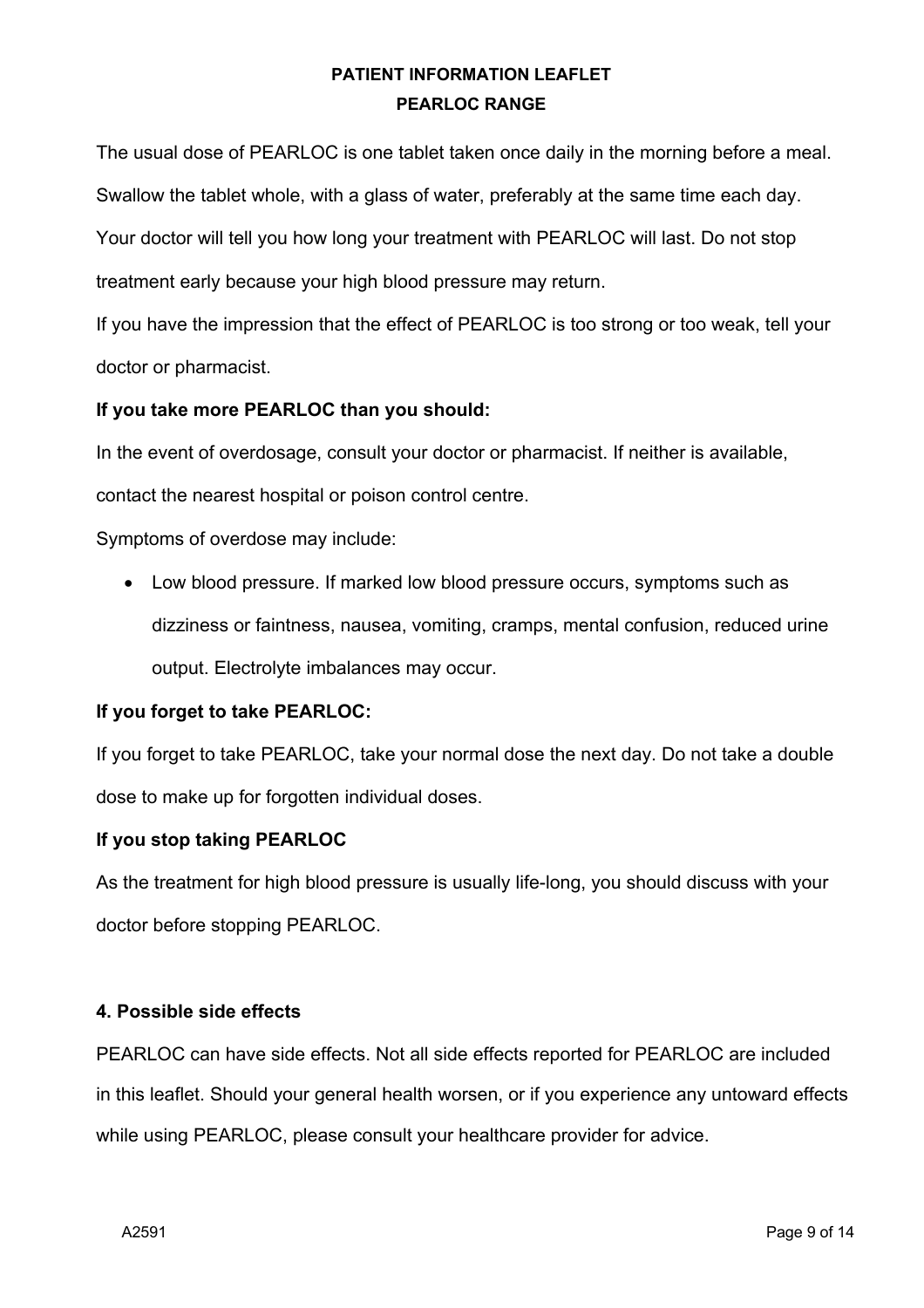The usual dose of PEARLOC is one tablet taken once daily in the morning before a meal.

Swallow the tablet whole, with a glass of water, preferably at the same time each day.

Your doctor will tell you how long your treatment with PEARLOC will last. Do not stop treatment early because your high blood pressure may return.

If you have the impression that the effect of PEARLOC is too strong or too weak, tell your doctor or pharmacist.

**If you take more PEARLOC than you should:**

In the event of overdosage, consult your doctor or pharmacist. If neither is available, contact the nearest hospital or poison control centre.

Symptoms of overdose may include:

- Low blood pressure. If marked low blood pressure occurs, symptoms such as dizziness or faintness, nausea, vomiting, cramps, mental confusion, reduced urine output. Electrolyte imbalances may occur.

**If you forget to take PEARLOC:**

If you forget to take PEARLOC, take your normal dose the next day. Do not take a double dose to make up for forgotten individual doses.

**If you stop taking PEARLOC**

As the treatment for high blood pressure is usually life-long, you should discuss with your doctor before stopping PEARLOC.

**4. Possible side effects**

PEARLOC can have side effects. Not all side effects reported for PEARLOC are included in this leaflet. Should your general health worsen, or if you experience any untoward effects while using PEARLOC, please consult your healthcare provider for advice.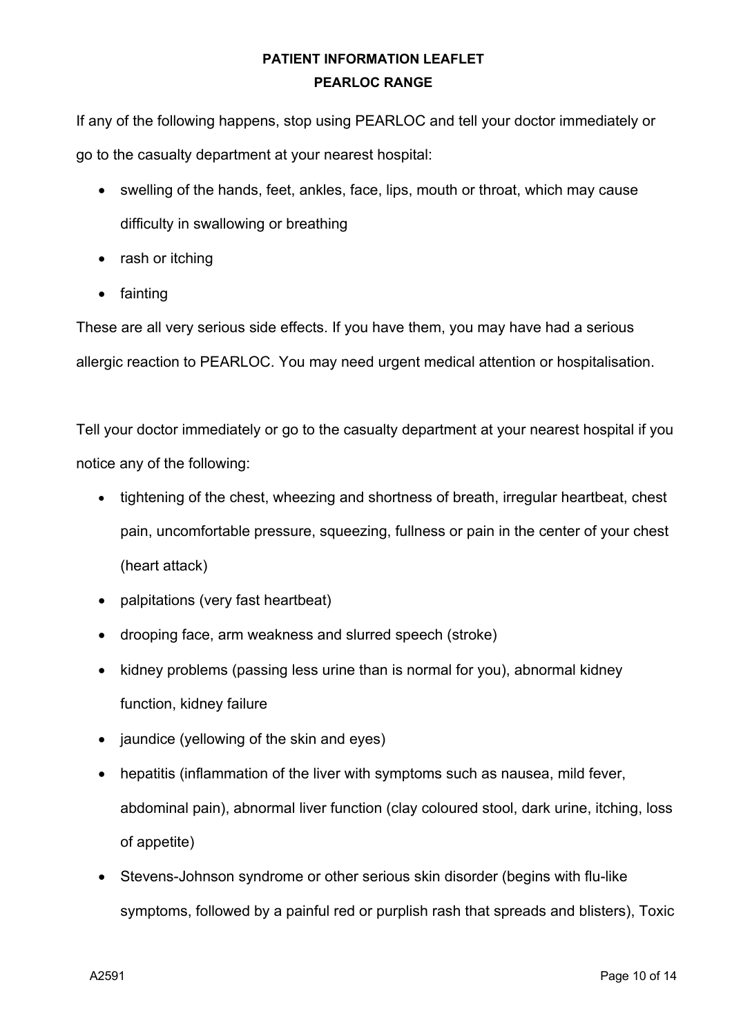If any of the following happens, stop using PEARLOC and tell your doctor immediately or go to the casualty department at your nearest hospital:

- swelling of the hands, feet, ankles, face, lips, mouth or throat, which may cause difficulty in swallowing or breathing
- rash or itching
- fainting

These are all very serious side effects. If you have them, you may have had a serious allergic reaction to PEARLOC. You may need urgent medical attention or hospitalisation.

Tell your doctor immediately or go to the casualty department at your nearest hospital if you notice any of the following:

- tightening of the chest, wheezing and shortness of breath, irregular heartbeat, chest pain, uncomfortable pressure, squeezing, fullness or pain in the center of your chest (heart attack)
- palpitations (very fast heartbeat)
- drooping face, arm weakness and slurred speech (stroke)
- kidney problems (passing less urine than is normal for you), abnormal kidney function, kidney failure
- jaundice (yellowing of the skin and eyes)
- hepatitis (inflammation of the liver with symptoms such as nausea, mild fever, abdominal pain), abnormal liver function (clay coloured stool, dark urine, itching, loss of appetite)
- Stevens-Johnson syndrome or other serious skin disorder (begins with flu-like symptoms, followed by a painful red or purplish rash that spreads and blisters), Toxic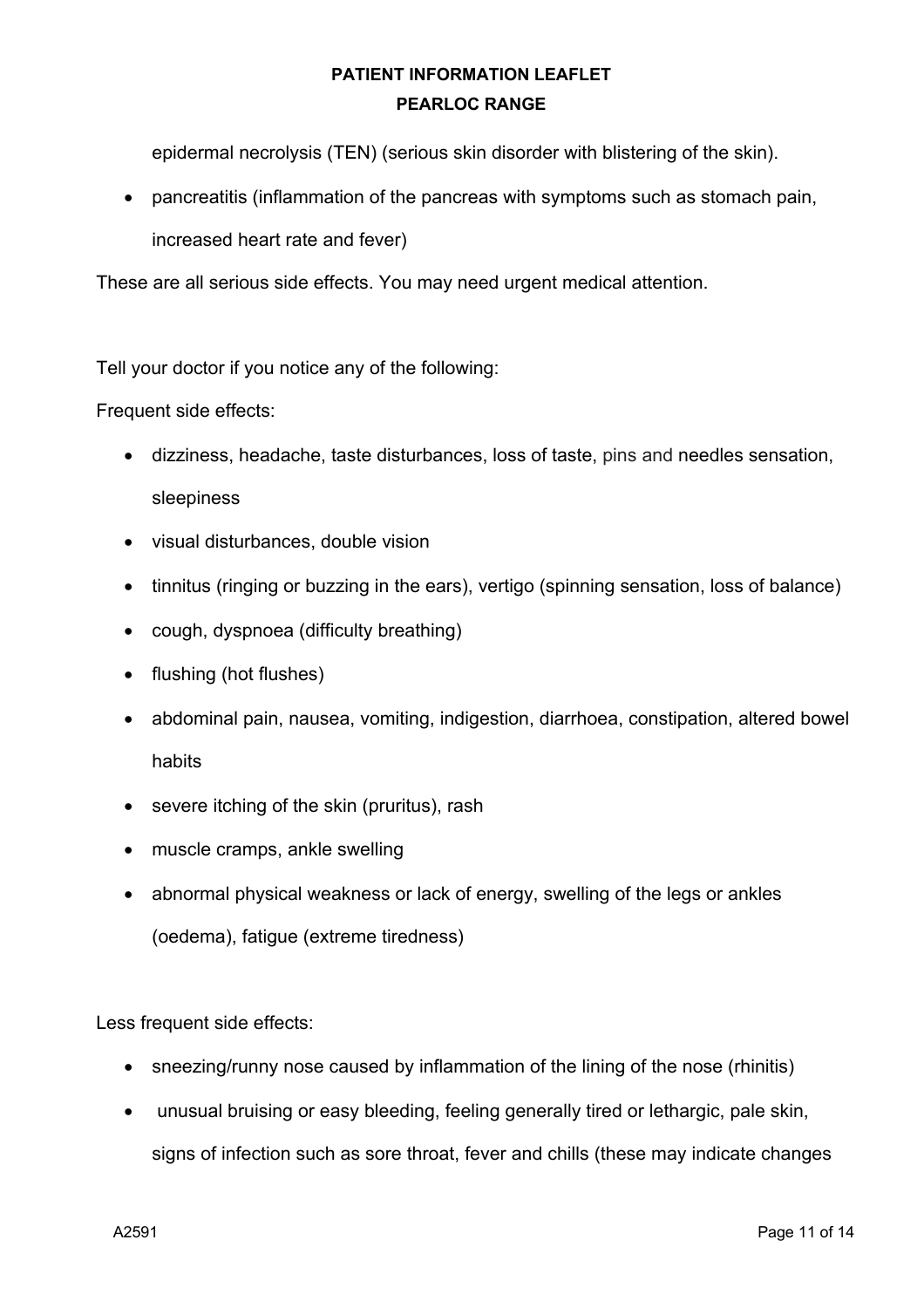epidermal necrolysis (TEN) (serious skin disorder with blistering of the skin).

- pancreatitis (inflammation of the pancreas with symptoms such as stomach pain, increased heart rate and fever)

These are all serious side effects. You may need urgent medical attention.

Tell your doctor if you notice any of the following:

Frequent side effects:

- dizziness, headache, taste disturbances, loss of taste, pins and needles sensation, sleepiness
- visual disturbances, double vision
- tinnitus (ringing or buzzing in the ears), vertigo (spinning sensation, loss of balance)
- cough, dyspnoea (difficulty breathing)
- flushing (hot flushes)
- abdominal pain, nausea, vomiting, indigestion, diarrhoea, constipation, altered bowel habits
- severe itching of the skin (pruritus), rash
- muscle cramps, ankle swelling
- abnormal physical weakness or lack of energy, swelling of the legs or ankles (oedema), fatigue (extreme tiredness)

Less frequent side effects:

- sneezing/runny nose caused by inflammation of the lining of the nose (rhinitis)
- unusual bruising or easy bleeding, feeling generally tired or lethargic, pale skin, signs of infection such as sore throat, fever and chills (these may indicate changes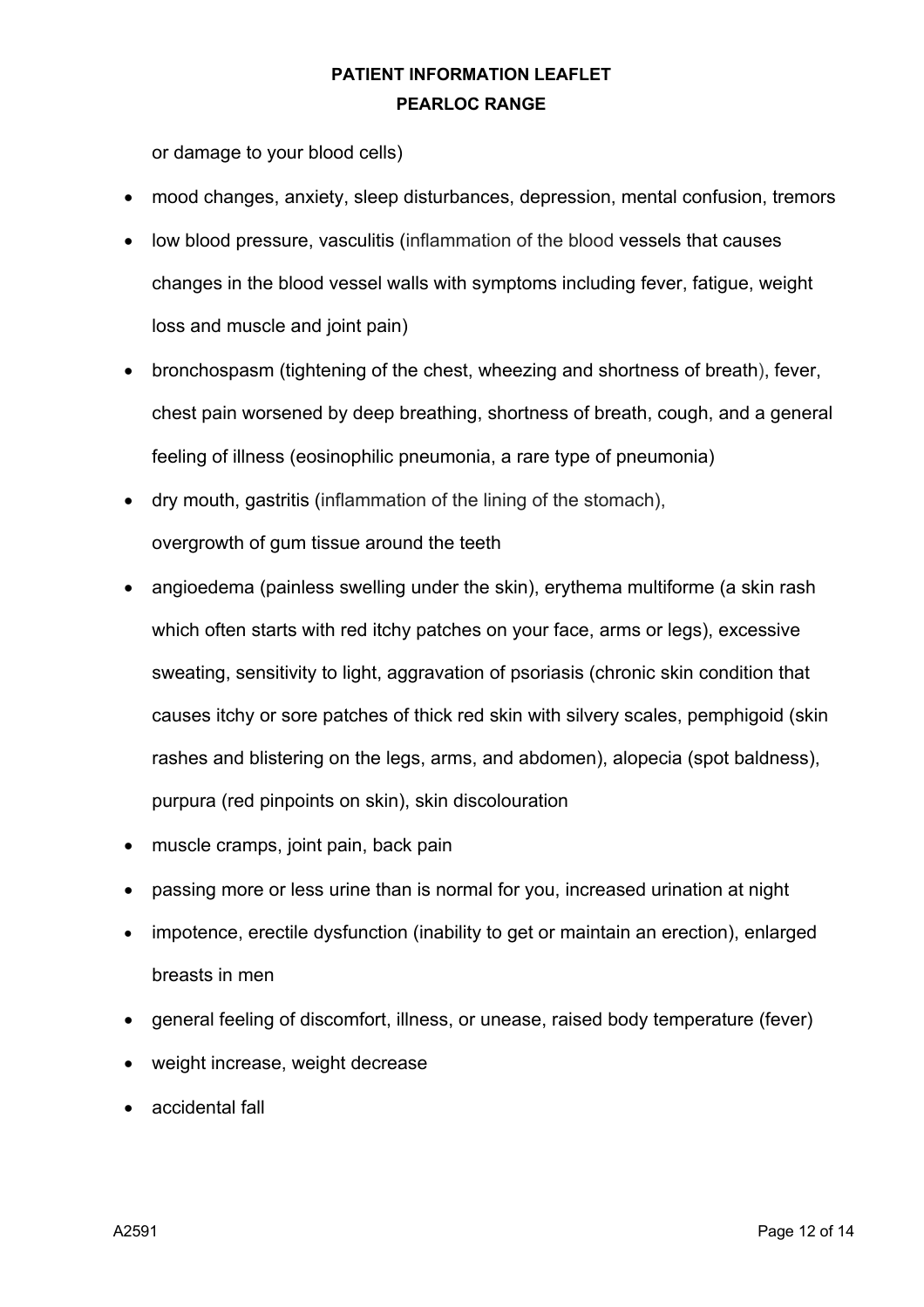or damage to your blood cells)

- mood changes, anxiety, sleep disturbances, depression, mental confusion, tremors
- low blood pressure, vasculitis (inflammation of the blood vessels that causes changes in the blood vessel walls with symptoms including fever, fatigue, weight loss and muscle and joint pain)
- bronchospasm (tightening of the chest, wheezing and shortness of breath), fever, chest pain worsened by deep breathing, shortness of breath, cough, and a general feeling of illness (eosinophilic pneumonia, a rare type of pneumonia)
- dry mouth, gastritis (inflammation of the lining of the stomach), overgrowth of gum tissue around the teeth
- angioedema (painless swelling under the skin), erythema multiforme (a skin rash which often starts with red itchy patches on your face, arms or legs), excessive sweating, sensitivity to light, aggravation of psoriasis (chronic skin condition that causes itchy or sore patches of thick red skin with silvery scales, pemphigoid (skin rashes and blistering on the legs, arms, and abdomen), alopecia (spot baldness), purpura (red pinpoints on skin), skin discolouration
- muscle cramps, joint pain, back pain
- passing more or less urine than is normal for you, increased urination at night
- impotence, erectile dysfunction (inability to get or maintain an erection), enlarged breasts in men
- general feeling of discomfort, illness, or unease, raised body temperature (fever)
- weight increase, weight decrease
- accidental fall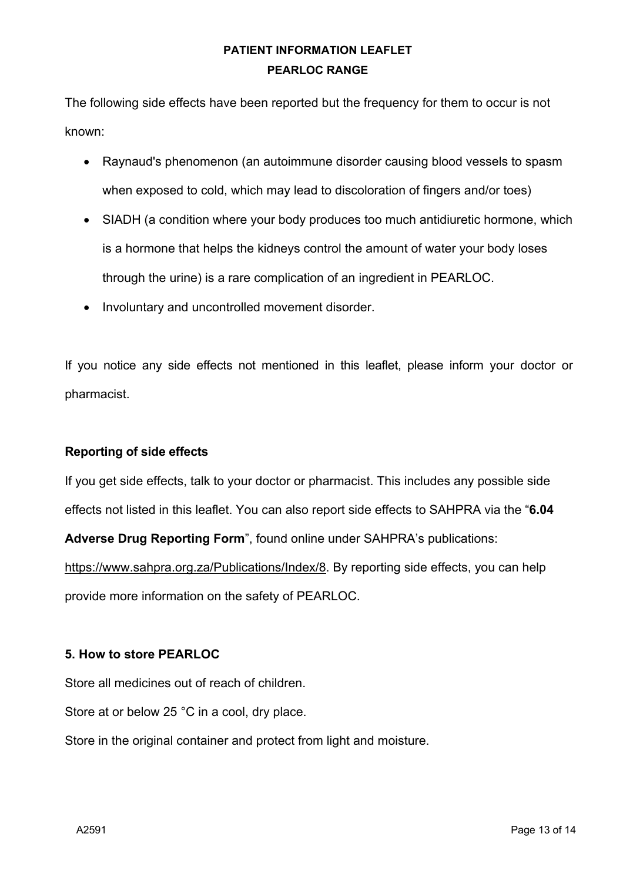The following side effects have been reported but the frequency for them to occur is not known:

- Raynaud's phenomenon (an autoimmune disorder causing blood vessels to spasm when exposed to cold, which may lead to discoloration of fingers and/or toes)
- SIADH (a condition where your body produces too much antidiuretic hormone, which is a hormone that helps the kidneys control the amount of water your body loses through the urine) is a rare complication of an ingredient in PEARLOC.
- Involuntary and uncontrolled movement disorder.

If you notice any side effects not mentioned in this leaflet, please inform your doctor or pharmacist.

**Reporting of side effects**

If you get side effects, talk to your doctor or pharmacist. This includes any possible side effects not listed in this leaflet. You can also report side effects to SAHPRA via the "**6.04 Adverse Drug Reporting Form**", found online under SAHPRA's publications: https://www.sahpra.org.za/Publications/Index/8. By reporting side effects, you can help provide more information on the safety of PEARLOC.

**5. How to store PEARLOC**

Store all medicines out of reach of children.

Store at or below 25 °C in a cool, dry place.

Store in the original container and protect from light and moisture.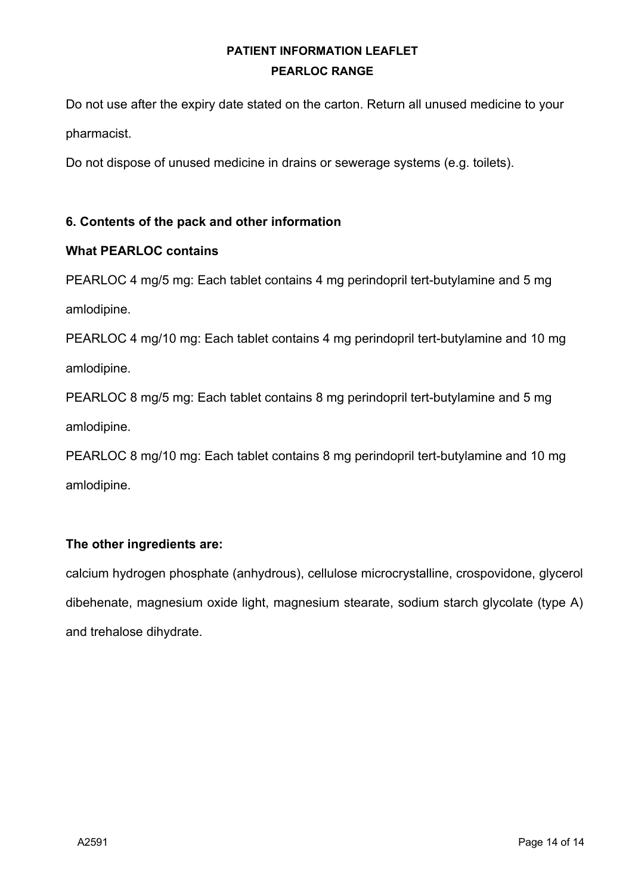Do not use after the expiry date stated on the carton. Return all unused medicine to your pharmacist.

Do not dispose of unused medicine in drains or sewerage systems (e.g. toilets).

## 6. Contents of the pack and other information

### What PEARLOC contains

PEARLOC 4 mg/5 mg: Each tablet contains 4 mg perindopril tert-butylamine and 5 mg amlodipine.

PEARLOC 4 mg/10 mg: Each tablet contains 4 mg perindopril tert-butylamine and 10 mg amlodipine.

PEARLOC 8 mg/5 mg: Each tablet contains 8 mg perindopril tert-butylamine and 5 mg amlodipine.

PEARLOC 8 mg/10 mg: Each tablet contains 8 mg perindopril tert-butylamine and 10 mg amlodipine.

### The other ingredients are:

calcium hydrogen phosphate (anhydrous), cellulose microcrystalline, crospovidone, glycerol dibehenate, magnesium oxide light, magnesium stearate, sodium starch glycolate (type A) and trehalose dihydrate.